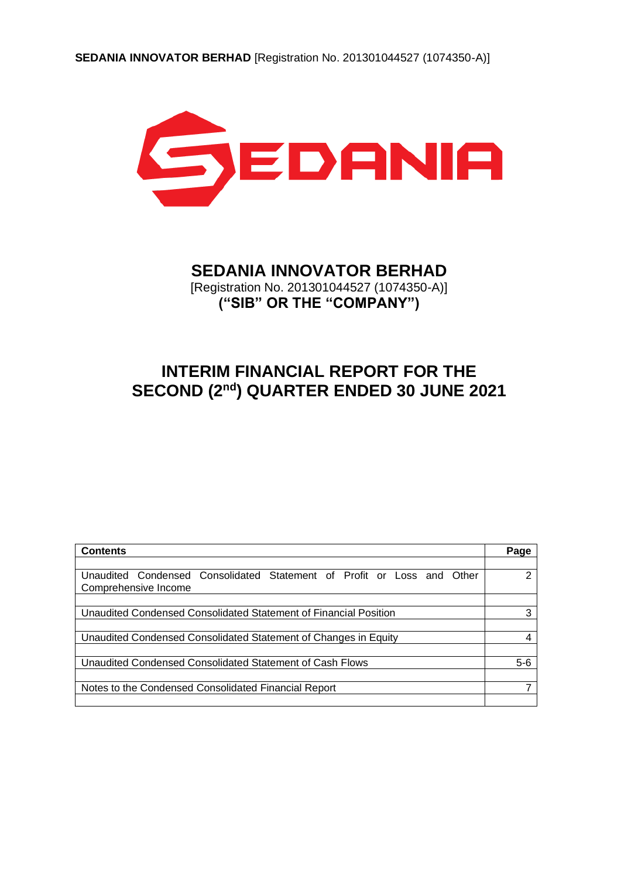# SEDANIA INNOVATOR BERHAD

[Registration No. 201301044527 (1074350-A)]

**("SIB" OR THE "COMPANY")**

## INTERIM FINANCIAL REPORT FOR THE SECOND (2nd) QUARTER ENDED 30 JUNE 2021

| Contents | Page |
|---|---|
| | |
| Unaudited Condensed Consolidated Statement of Profit or Loss and Other Comprehensive Income | 2 |
| | |
| Unaudited Condensed Consolidated Statement of Financial Position | 3 |
| | |
| Unaudited Condensed Consolidated Statement of Changes in Equity | 4 |
| | |
| Unaudited Condensed Consolidated Statement of Cash Flows | 5-6 |
| | |
| Notes to the Condensed Consolidated Financial Report | 7 |
| | |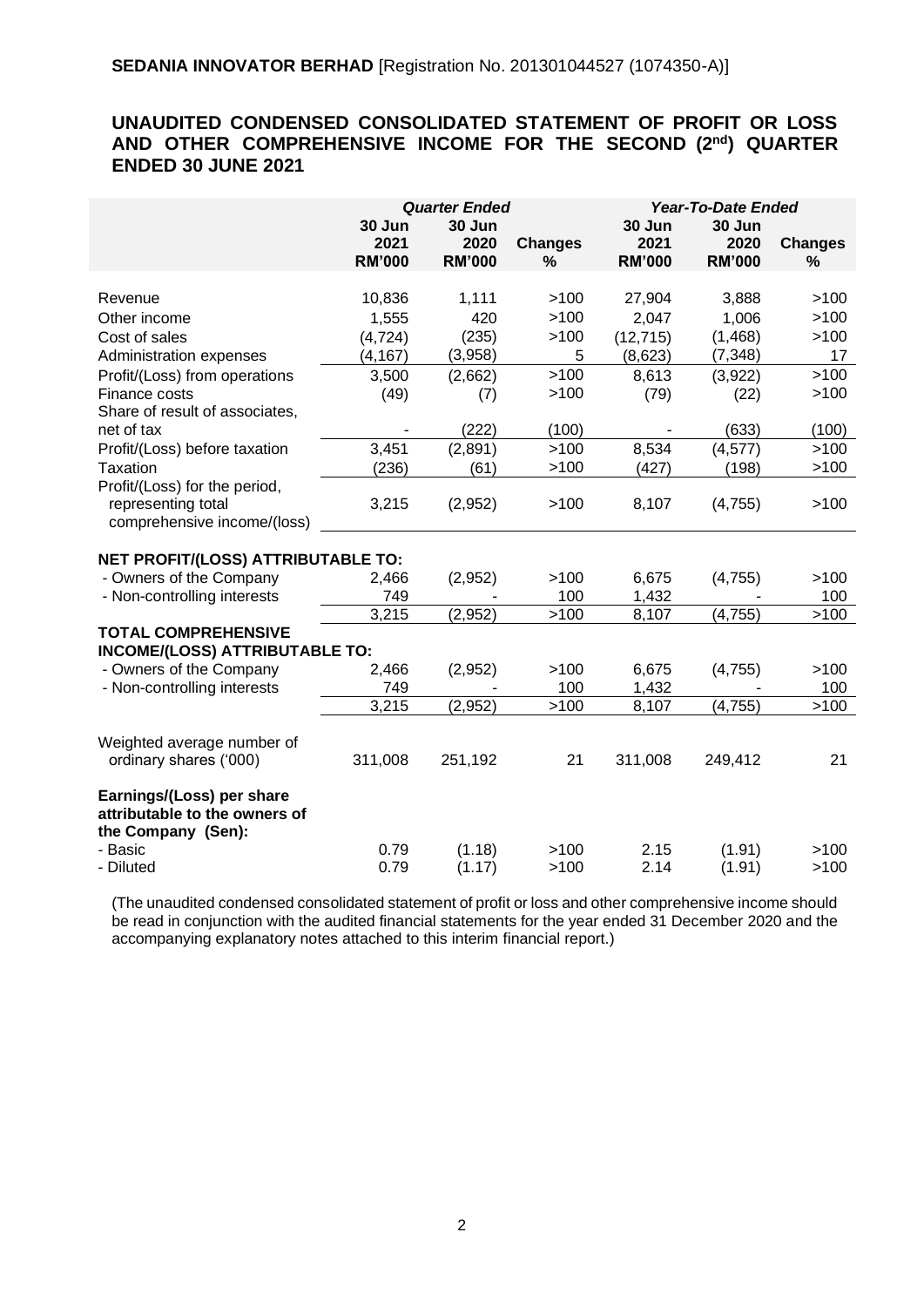**SEDANIA INNOVATOR BERHAD** [Registration No. 201301044527 (1074350-A)]

## UNAUDITED CONDENSED CONSOLIDATED STATEMENT OF PROFIT OR LOSS AND OTHER COMPREHENSIVE INCOME FOR THE SECOND (2nd) QUARTER ENDED 30 JUNE 2021

| | *Quarter Ended* | | | *Year-To-Date Ended* | | |
|---|---|---|---|---|---|---|
| | **30 Jun 2021 RM'000** | **30 Jun 2020 RM'000** | **Changes %** | **30 Jun 2021 RM'000** | **30 Jun 2020 RM'000** | **Changes %** |
| Revenue | 10,836 | 1,111 | >100 | 27,904 | 3,888 | >100 |
| Other income | 1,555 | 420 | >100 | 2,047 | 1,006 | >100 |
| Cost of sales | (4,724) | (235) | >100 | (12,715) | (1,468) | >100 |
| Administration expenses | (4,167) | (3,958) | 5 | (8,623) | (7,348) | 17 |
| Profit/(Loss) from operations | 3,500 | (2,662) | >100 | 8,613 | (3,922) | >100 |
| Finance costs | (49) | (7) | >100 | (79) | (22) | >100 |
| Share of result of associates, net of tax | - | (222) | (100) | - | (633) | (100) |
| Profit/(Loss) before taxation | 3,451 | (2,891) | >100 | 8,534 | (4,577) | >100 |
| Taxation | (236) | (61) | >100 | (427) | (198) | >100 |
| Profit/(Loss) for the period, representing total comprehensive income/(loss) | 3,215 | (2,952) | >100 | 8,107 | (4,755) | >100 |
| **NET PROFIT/(LOSS) ATTRIBUTABLE TO:** | | | | | | |
| - Owners of the Company | 2,466 | (2,952) | >100 | 6,675 | (4,755) | >100 |
| - Non-controlling interests | 749 | - | 100 | 1,432 | - | 100 |
| | 3,215 | (2,952) | >100 | 8,107 | (4,755) | >100 |
| **TOTAL COMPREHENSIVE INCOME/(LOSS) ATTRIBUTABLE TO:** | | | | | | |
| - Owners of the Company | 2,466 | (2,952) | >100 | 6,675 | (4,755) | >100 |
| - Non-controlling interests | 749 | - | 100 | 1,432 | - | 100 |
| | 3,215 | (2,952) | >100 | 8,107 | (4,755) | >100 |
| Weighted average number of ordinary shares ('000) | 311,008 | 251,192 | 21 | 311,008 | 249,412 | 21 |
| **Earnings/(Loss) per share attributable to the owners of the Company (Sen):** | | | | | | |
| - Basic | 0.79 | (1.18) | >100 | 2.15 | (1.91) | >100 |
| - Diluted | 0.79 | (1.17) | >100 | 2.14 | (1.91) | >100 |

(The unaudited condensed consolidated statement of profit or loss and other comprehensive income should be read in conjunction with the audited financial statements for the year ended 31 December 2020 and the accompanying explanatory notes attached to this interim financial report.)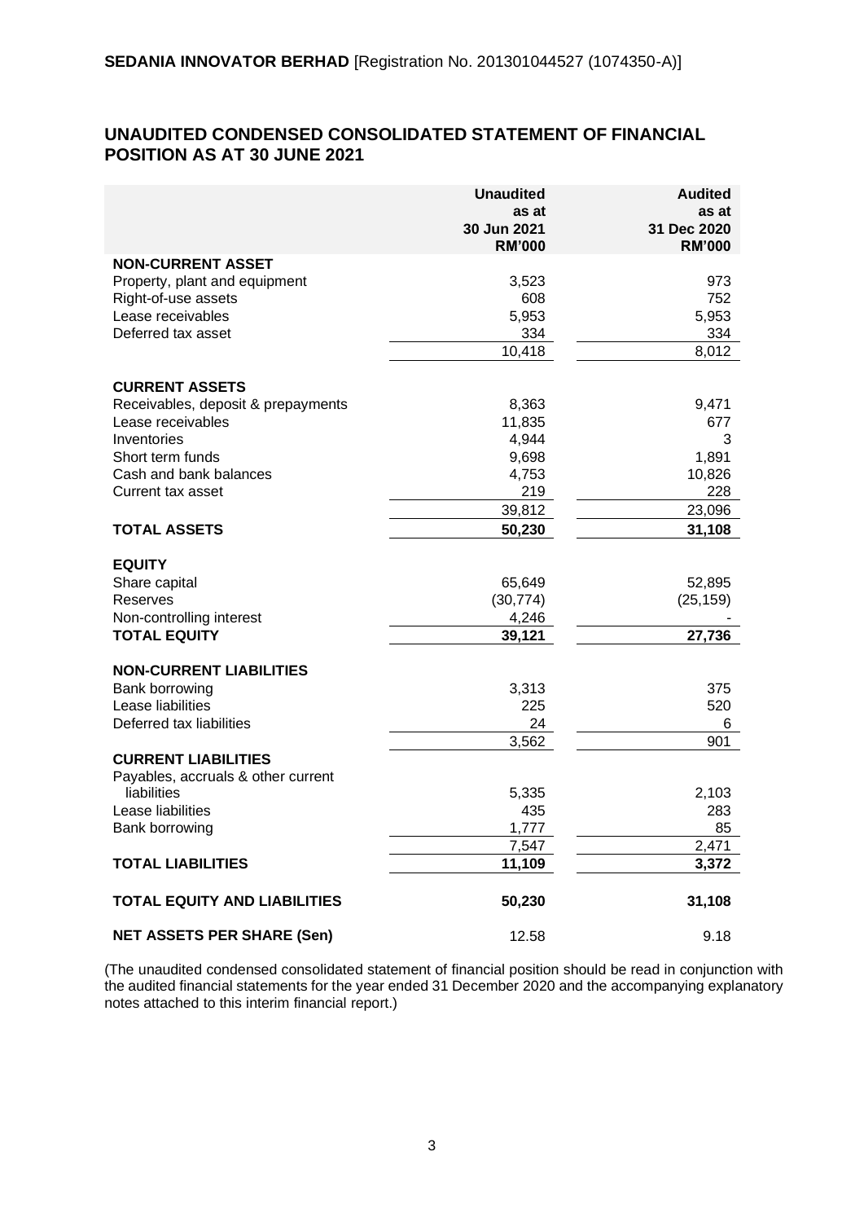**SEDANIA INNOVATOR BERHAD** [Registration No. 201301044527 (1074350-A)]

## UNAUDITED CONDENSED CONSOLIDATED STATEMENT OF FINANCIAL POSITION AS AT 30 JUNE 2021

| | Unaudited as at 30 Jun 2021 RM'000 | Audited as at 31 Dec 2020 RM'000 |
|---|---|---|
| **NON-CURRENT ASSET** | | |
| Property, plant and equipment | 3,523 | 973 |
| Right-of-use assets | 608 | 752 |
| Lease receivables | 5,953 | 5,953 |
| Deferred tax asset | 334 | 334 |
| | 10,418 | 8,012 |
| **CURRENT ASSETS** | | |
| Receivables, deposit & prepayments | 8,363 | 9,471 |
| Lease receivables | 11,835 | 677 |
| Inventories | 4,944 | 3 |
| Short term funds | 9,698 | 1,891 |
| Cash and bank balances | 4,753 | 10,826 |
| Current tax asset | 219 | 228 |
| | 39,812 | 23,096 |
| **TOTAL ASSETS** | **50,230** | **31,108** |
| **EQUITY** | | |
| Share capital | 65,649 | 52,895 |
| Reserves | (30,774) | (25,159) |
| Non-controlling interest | 4,246 | - |
| **TOTAL EQUITY** | **39,121** | **27,736** |
| **NON-CURRENT LIABILITIES** | | |
| Bank borrowing | 3,313 | 375 |
| Lease liabilities | 225 | 520 |
| Deferred tax liabilities | 24 | 6 |
| | 3,562 | 901 |
| **CURRENT LIABILITIES** | | |
| Payables, accruals & other current liabilities | 5,335 | 2,103 |
| Lease liabilities | 435 | 283 |
| Bank borrowing | 1,777 | 85 |
| | 7,547 | 2,471 |
| **TOTAL LIABILITIES** | **11,109** | **3,372** |
| **TOTAL EQUITY AND LIABILITIES** | **50,230** | **31,108** |
| **NET ASSETS PER SHARE (Sen)** | 12.58 | 9.18 |

(The unaudited condensed consolidated statement of financial position should be read in conjunction with the audited financial statements for the year ended 31 December 2020 and the accompanying explanatory notes attached to this interim financial report.)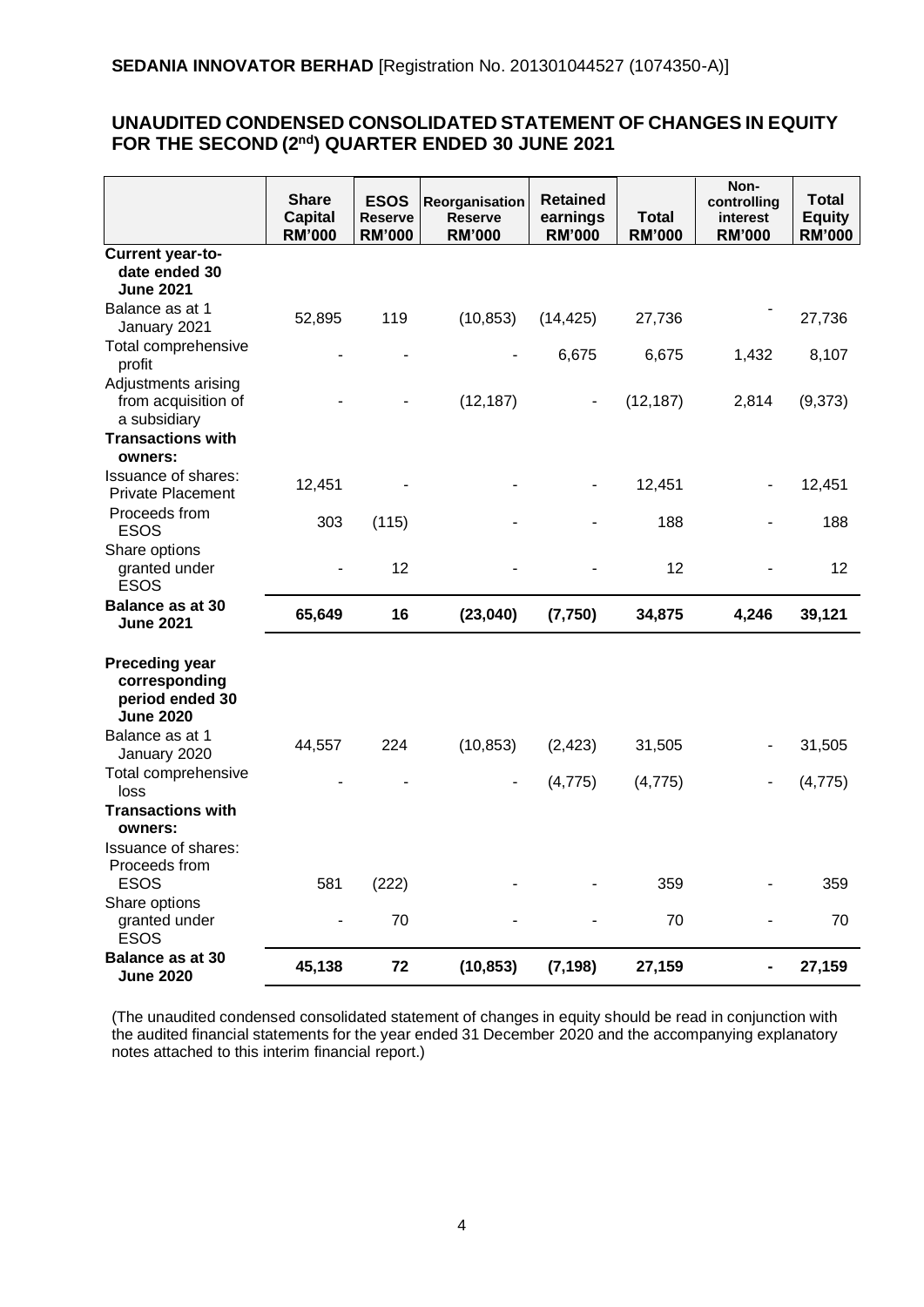**SEDANIA INNOVATOR BERHAD** [Registration No. 201301044527 (1074350-A)]

## UNAUDITED CONDENSED CONSOLIDATED STATEMENT OF CHANGES IN EQUITY FOR THE SECOND (2nd) QUARTER ENDED 30 JUNE 2021

| | Share Capital RM'000 | ESOS Reserve RM'000 | Reorganisation Reserve RM'000 | Retained earnings RM'000 | Total RM'000 | Non-controlling interest RM'000 | Total Equity RM'000 |
|---|---|---|---|---|---|---|---|
| **Current year-to-date ended 30 June 2021** | | | | | | | |
| Balance as at 1 January 2021 | 52,895 | 119 | (10,853) | (14,425) | 27,736 | - | 27,736 |
| Total comprehensive profit | - | - | - | 6,675 | 6,675 | 1,432 | 8,107 |
| Adjustments arising from acquisition of a subsidiary | - | - | (12,187) | - | (12,187) | 2,814 | (9,373) |
| **Transactions with owners:** | | | | | | | |
| Issuance of shares: Private Placement | 12,451 | - | - | - | 12,451 | - | 12,451 |
| Proceeds from ESOS | 303 | (115) | - | - | 188 | - | 188 |
| Share options granted under ESOS | - | 12 | - | - | 12 | - | 12 |
| **Balance as at 30 June 2021** | **65,649** | **16** | **(23,040)** | **(7,750)** | **34,875** | **4,246** | **39,121** |
| | | | | | | | |
| **Preceding year corresponding period ended 30 June 2020** | | | | | | | |
| Balance as at 1 January 2020 | 44,557 | 224 | (10,853) | (2,423) | 31,505 | - | 31,505 |
| Total comprehensive loss | - | - | - | (4,775) | (4,775) | - | (4,775) |
| **Transactions with owners:** | | | | | | | |
| Issuance of shares: Proceeds from ESOS | 581 | (222) | - | - | 359 | - | 359 |
| Share options granted under ESOS | - | 70 | - | - | 70 | - | 70 |
| **Balance as at 30 June 2020** | **45,138** | **72** | **(10,853)** | **(7,198)** | **27,159** | **-** | **27,159** |

(The unaudited condensed consolidated statement of changes in equity should be read in conjunction with the audited financial statements for the year ended 31 December 2020 and the accompanying explanatory notes attached to this interim financial report.)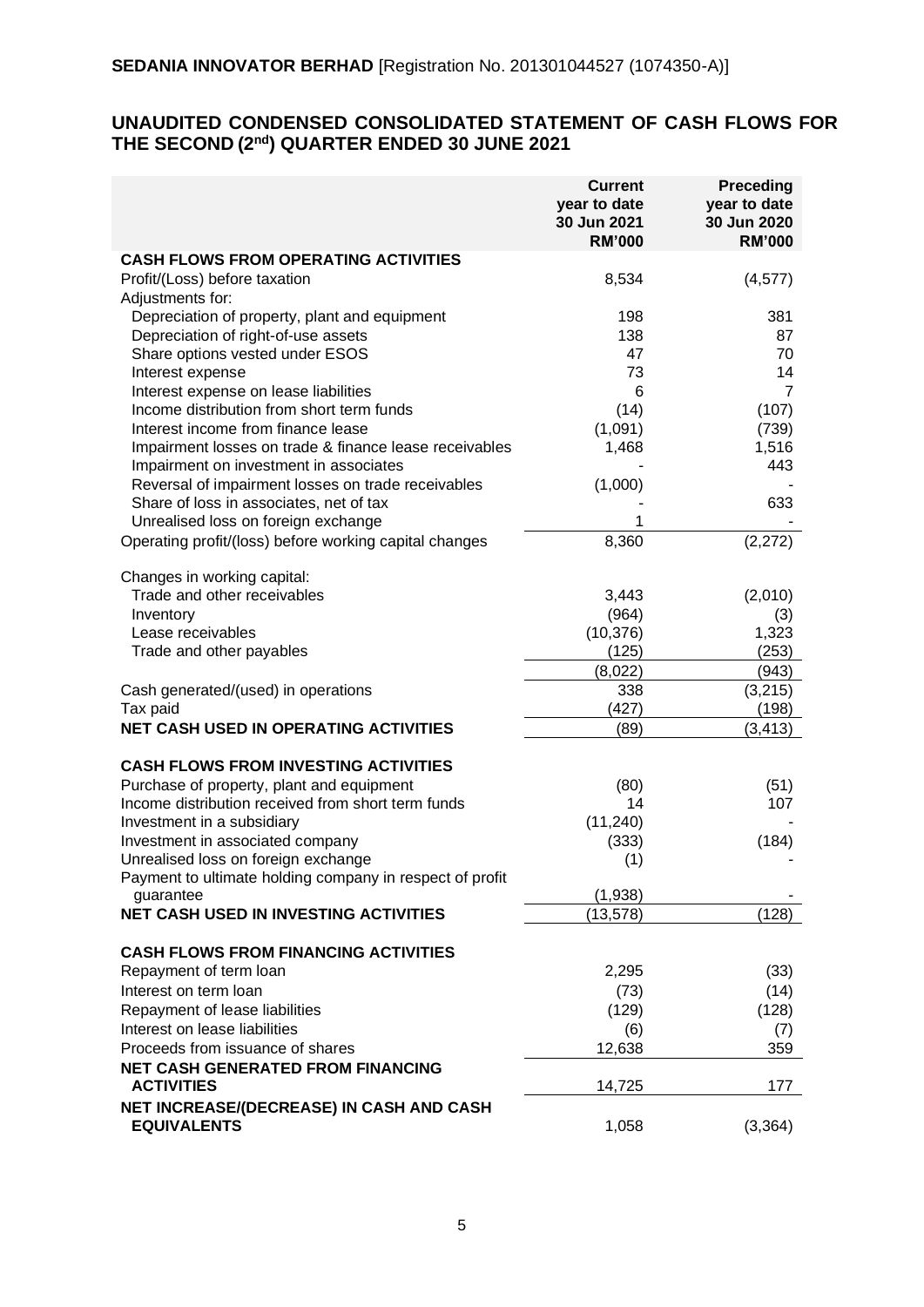**SEDANIA INNOVATOR BERHAD** [Registration No. 201301044527 (1074350-A)]

## UNAUDITED CONDENSED CONSOLIDATED STATEMENT OF CASH FLOWS FOR THE SECOND (2nd) QUARTER ENDED 30 JUNE 2021

| | Current year to date 30 Jun 2021 RM'000 | Preceding year to date 30 Jun 2020 RM'000 |
|---|---|---|
| **CASH FLOWS FROM OPERATING ACTIVITIES** | | |
| Profit/(Loss) before taxation | 8,534 | (4,577) |
| Adjustments for: | | |
| Depreciation of property, plant and equipment | 198 | 381 |
| Depreciation of right-of-use assets | 138 | 87 |
| Share options vested under ESOS | 47 | 70 |
| Interest expense | 73 | 14 |
| Interest expense on lease liabilities | 6 | 7 |
| Income distribution from short term funds | (14) | (107) |
| Interest income from finance lease | (1,091) | (739) |
| Impairment losses on trade & finance lease receivables | 1,468 | 1,516 |
| Impairment on investment in associates | - | 443 |
| Reversal of impairment losses on trade receivables | (1,000) | - |
| Share of loss in associates, net of tax | - | 633 |
| Unrealised loss on foreign exchange | 1 | - |
| Operating profit/(loss) before working capital changes | 8,360 | (2,272) |
| Changes in working capital: | | |
| Trade and other receivables | 3,443 | (2,010) |
| Inventory | (964) | (3) |
| Lease receivables | (10,376) | 1,323 |
| Trade and other payables | (125) | (253) |
| | (8,022) | (943) |
| Cash generated/(used) in operations | 338 | (3,215) |
| Tax paid | (427) | (198) |
| **NET CASH USED IN OPERATING ACTIVITIES** | (89) | (3,413) |
| **CASH FLOWS FROM INVESTING ACTIVITIES** | | |
| Purchase of property, plant and equipment | (80) | (51) |
| Income distribution received from short term funds | 14 | 107 |
| Investment in a subsidiary | (11,240) | - |
| Investment in associated company | (333) | (184) |
| Unrealised loss on foreign exchange | (1) | - |
| Payment to ultimate holding company in respect of profit guarantee | (1,938) | - |
| **NET CASH USED IN INVESTING ACTIVITIES** | (13,578) | (128) |
| **CASH FLOWS FROM FINANCING ACTIVITIES** | | |
| Repayment of term loan | 2,295 | (33) |
| Interest on term loan | (73) | (14) |
| Repayment of lease liabilities | (129) | (128) |
| Interest on lease liabilities | (6) | (7) |
| Proceeds from issuance of shares | 12,638 | 359 |
| **NET CASH GENERATED FROM FINANCING ACTIVITIES** | 14,725 | 177 |
| **NET INCREASE/(DECREASE) IN CASH AND CASH EQUIVALENTS** | 1,058 | (3,364) |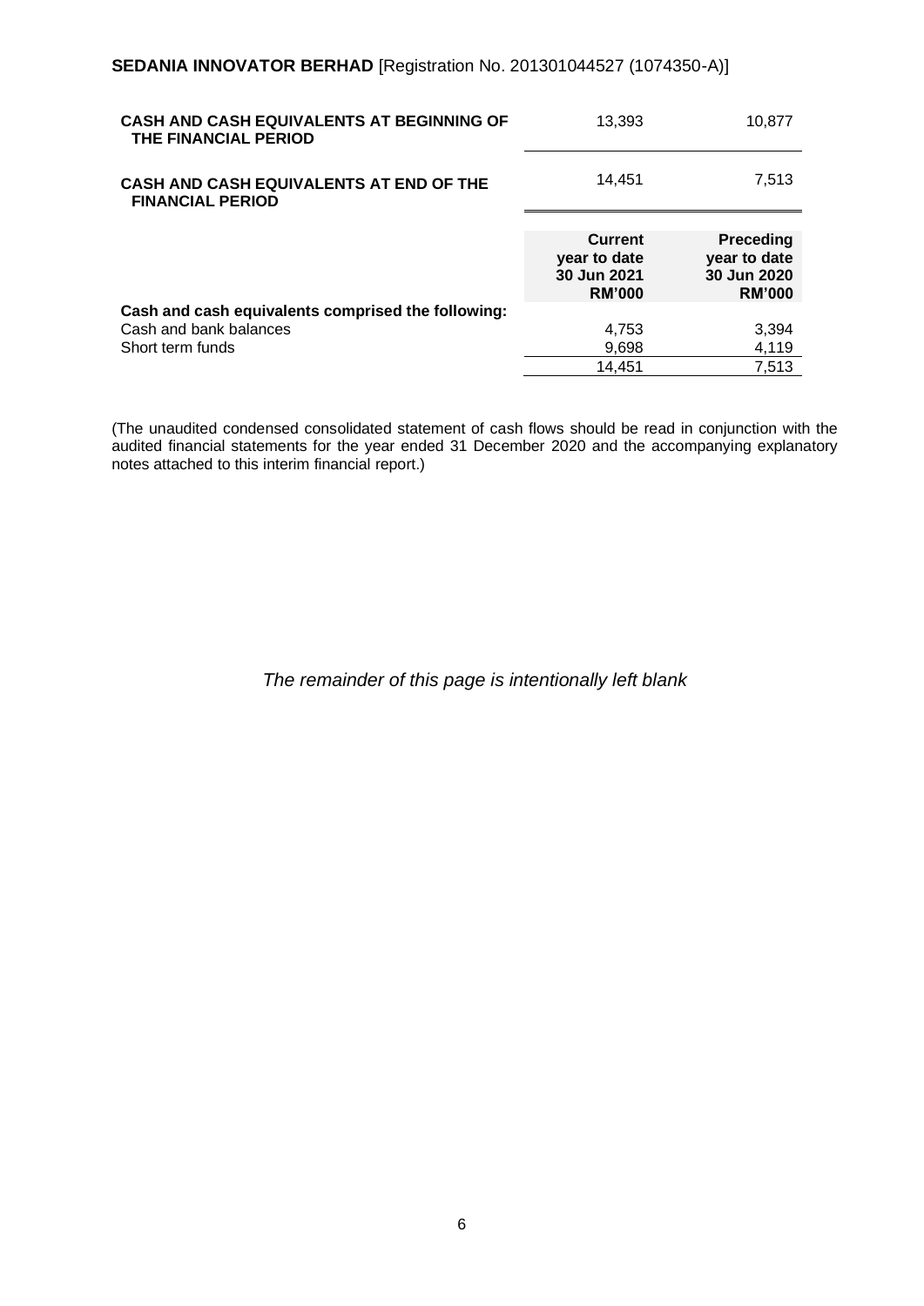| | | |
|---|---|---|
| **CASH AND CASH EQUIVALENTS AT BEGINNING OF THE FINANCIAL PERIOD** | 13,393 | 10,877 |
| **CASH AND CASH EQUIVALENTS AT END OF THE FINANCIAL PERIOD** | 14,451 | 7,513 |

| | **Current year to date 30 Jun 2021 RM'000** | **Preceding year to date 30 Jun 2020 RM'000** |
|---|---|---|
| **Cash and cash equivalents comprised the following:** | | |
| Cash and bank balances | 4,753 | 3,394 |
| Short term funds | 9,698 | 4,119 |
| | 14,451 | 7,513 |

(The unaudited condensed consolidated statement of cash flows should be read in conjunction with the audited financial statements for the year ended 31 December 2020 and the accompanying explanatory notes attached to this interim financial report.)

*The remainder of this page is intentionally left blank*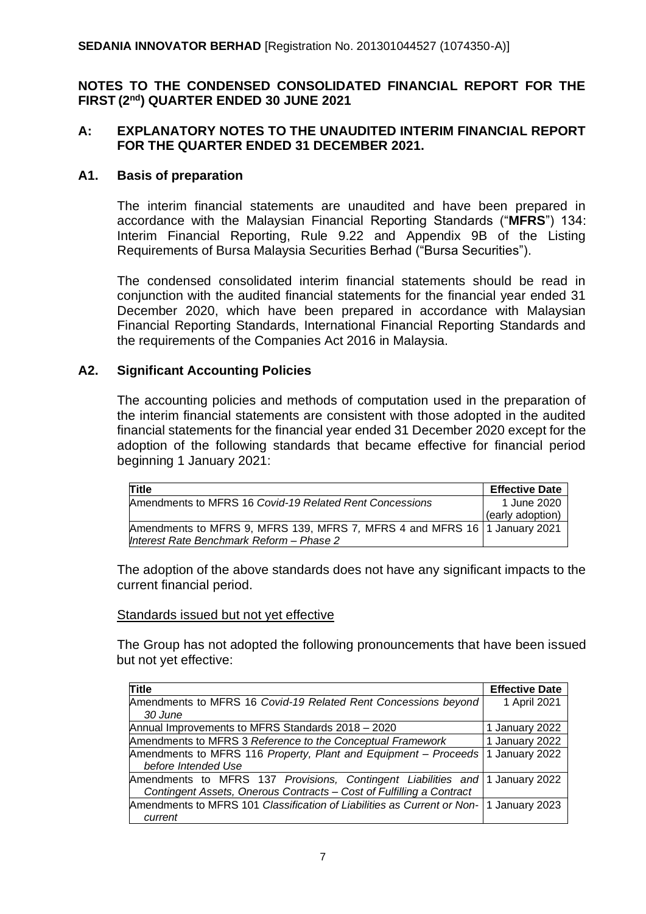**SEDANIA INNOVATOR BERHAD** [Registration No. 201301044527 (1074350-A)]

## NOTES TO THE CONDENSED CONSOLIDATED FINANCIAL REPORT FOR THE FIRST (2nd) QUARTER ENDED 30 JUNE 2021

## A: EXPLANATORY NOTES TO THE UNAUDITED INTERIM FINANCIAL REPORT FOR THE QUARTER ENDED 31 DECEMBER 2021.

### A1. Basis of preparation

The interim financial statements are unaudited and have been prepared in accordance with the Malaysian Financial Reporting Standards ("**MFRS**") 134: Interim Financial Reporting, Rule 9.22 and Appendix 9B of the Listing Requirements of Bursa Malaysia Securities Berhad ("Bursa Securities").

The condensed consolidated interim financial statements should be read in conjunction with the audited financial statements for the financial year ended 31 December 2020, which have been prepared in accordance with Malaysian Financial Reporting Standards, International Financial Reporting Standards and the requirements of the Companies Act 2016 in Malaysia.

### A2. Significant Accounting Policies

The accounting policies and methods of computation used in the preparation of the interim financial statements are consistent with those adopted in the audited financial statements for the financial year ended 31 December 2020 except for the adoption of the following standards that became effective for financial period beginning 1 January 2021:

| **Title** | **Effective Date** |
|---|---|
| Amendments to MFRS 16 *Covid-19 Related Rent Concessions* | 1 June 2020 (early adoption) |
| Amendments to MFRS 9, MFRS 139, MFRS 7, MFRS 4 and MFRS 16 *Interest Rate Benchmark Reform – Phase 2* | 1 January 2021 |

The adoption of the above standards does not have any significant impacts to the current financial period.

Standards issued but not yet effective

The Group has not adopted the following pronouncements that have been issued but not yet effective:

| **Title** | **Effective Date** |
|---|---|
| Amendments to MFRS 16 *Covid-19 Related Rent Concessions beyond 30 June* | 1 April 2021 |
| Annual Improvements to MFRS Standards 2018 – 2020 | 1 January 2022 |
| Amendments to MFRS 3 *Reference to the Conceptual Framework* | 1 January 2022 |
| Amendments to MFRS 116 *Property, Plant and Equipment – Proceeds before Intended Use* | 1 January 2022 |
| Amendments to MFRS 137 *Provisions, Contingent Liabilities and Contingent Assets, Onerous Contracts – Cost of Fulfilling a Contract* | 1 January 2022 |
| Amendments to MFRS 101 *Classification of Liabilities as Current or Non-current* | 1 January 2023 |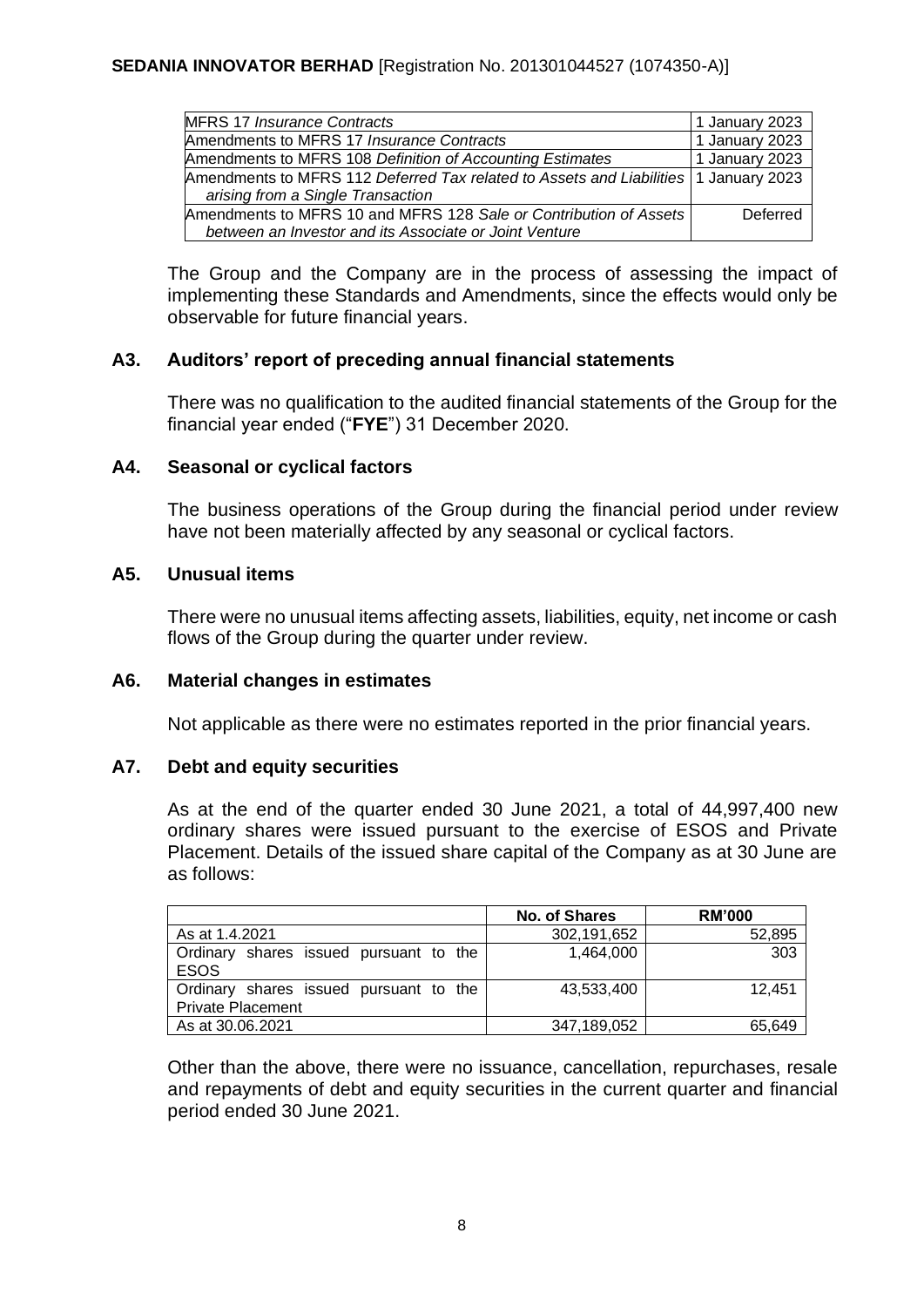| MFRS 17 *Insurance Contracts* | 1 January 2023 |
|---|---|
| Amendments to MFRS 17 *Insurance Contracts* | 1 January 2023 |
| Amendments to MFRS 108 *Definition of Accounting Estimates* | 1 January 2023 |
| Amendments to MFRS 112 *Deferred Tax related to Assets and Liabilities arising from a Single Transaction* | 1 January 2023 |
| Amendments to MFRS 10 and MFRS 128 *Sale or Contribution of Assets between an Investor and its Associate or Joint Venture* | Deferred |

The Group and the Company are in the process of assessing the impact of implementing these Standards and Amendments, since the effects would only be observable for future financial years.

## A3. Auditors' report of preceding annual financial statements

There was no qualification to the audited financial statements of the Group for the financial year ended ("**FYE**") 31 December 2020.

## A4. Seasonal or cyclical factors

The business operations of the Group during the financial period under review have not been materially affected by any seasonal or cyclical factors.

## A5. Unusual items

There were no unusual items affecting assets, liabilities, equity, net income or cash flows of the Group during the quarter under review.

## A6. Material changes in estimates

Not applicable as there were no estimates reported in the prior financial years.

## A7. Debt and equity securities

As at the end of the quarter ended 30 June 2021, a total of 44,997,400 new ordinary shares were issued pursuant to the exercise of ESOS and Private Placement. Details of the issued share capital of the Company as at 30 June are as follows:

| | No. of Shares | RM'000 |
|---|---|---|
| As at 1.4.2021 | 302,191,652 | 52,895 |
| Ordinary shares issued pursuant to the ESOS | 1,464,000 | 303 |
| Ordinary shares issued pursuant to the Private Placement | 43,533,400 | 12,451 |
| As at 30.06.2021 | 347,189,052 | 65,649 |

Other than the above, there were no issuance, cancellation, repurchases, resale and repayments of debt and equity securities in the current quarter and financial period ended 30 June 2021.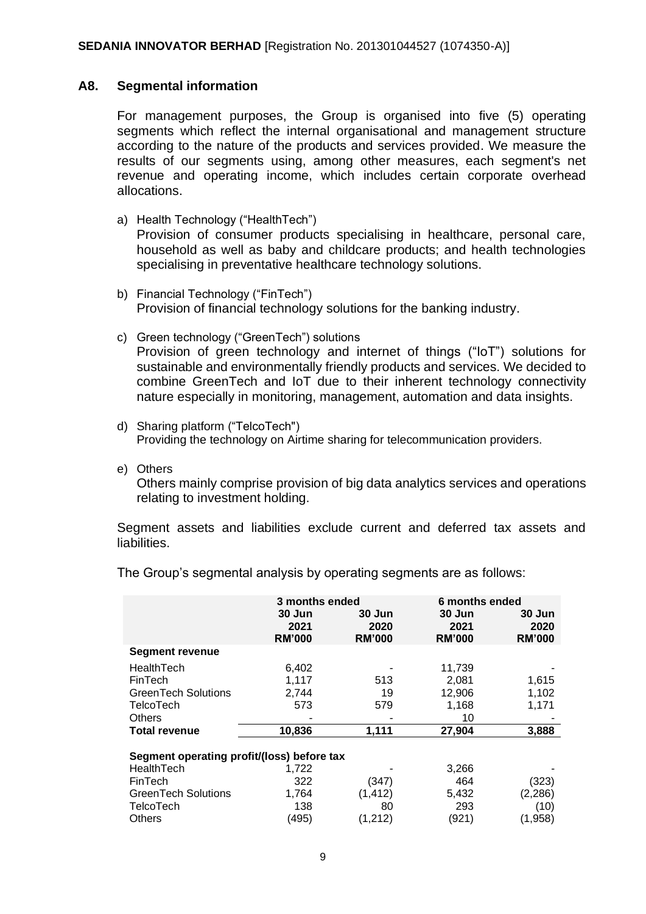**SEDANIA INNOVATOR BERHAD** [Registration No. 201301044527 (1074350-A)]

## A8. Segmental information

For management purposes, the Group is organised into five (5) operating segments which reflect the internal organisational and management structure according to the nature of the products and services provided. We measure the results of our segments using, among other measures, each segment's net revenue and operating income, which includes certain corporate overhead allocations.

a) Health Technology ("HealthTech")
Provision of consumer products specialising in healthcare, personal care, household as well as baby and childcare products; and health technologies specialising in preventative healthcare technology solutions.

b) Financial Technology ("FinTech")
Provision of financial technology solutions for the banking industry.

c) Green technology ("GreenTech") solutions
Provision of green technology and internet of things ("IoT") solutions for sustainable and environmentally friendly products and services. We decided to combine GreenTech and IoT due to their inherent technology connectivity nature especially in monitoring, management, automation and data insights.

d) Sharing platform ("TelcoTech")
Providing the technology on Airtime sharing for telecommunication providers.

e) Others
Others mainly comprise provision of big data analytics services and operations relating to investment holding.

Segment assets and liabilities exclude current and deferred tax assets and liabilities.

The Group's segmental analysis by operating segments are as follows:

| | 3 months ended | | 6 months ended | |
|---|---|---|---|---|
| | 30 Jun 2021 RM'000 | 30 Jun 2020 RM'000 | 30 Jun 2021 RM'000 | 30 Jun 2020 RM'000 |
| **Segment revenue** | | | | |
| HealthTech | 6,402 | - | 11,739 | - |
| FinTech | 1,117 | 513 | 2,081 | 1,615 |
| GreenTech Solutions | 2,744 | 19 | 12,906 | 1,102 |
| TelcoTech | 573 | 579 | 1,168 | 1,171 |
| Others | - | - | 10 | - |
| **Total revenue** | **10,836** | **1,111** | **27,904** | **3,888** |
| **Segment operating profit/(loss) before tax** | | | | |
| HealthTech | 1,722 | - | 3,266 | - |
| FinTech | 322 | (347) | 464 | (323) |
| GreenTech Solutions | 1,764 | (1,412) | 5,432 | (2,286) |
| TelcoTech | 138 | 80 | 293 | (10) |
| Others | (495) | (1,212) | (921) | (1,958) |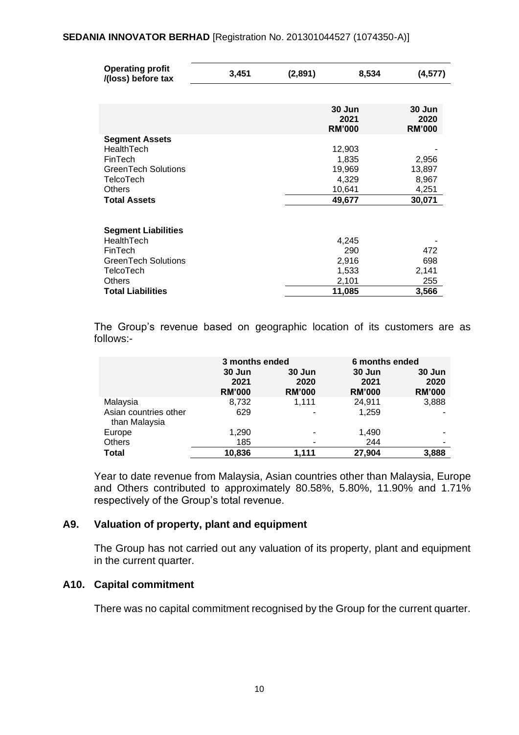| Operating profit /(loss) before tax | 3,451 | (2,891) | 8,534 | (4,577) |
|---|---|---|---|---|

| | 30 Jun 2021 RM'000 | 30 Jun 2020 RM'000 |
|---|---|---|
| **Segment Assets** | | |
| HealthTech | 12,903 | - |
| FinTech | 1,835 | 2,956 |
| GreenTech Solutions | 19,969 | 13,897 |
| TelcoTech | 4,329 | 8,967 |
| Others | 10,641 | 4,251 |
| **Total Assets** | **49,677** | **30,071** |
| | | |
| **Segment Liabilities** | | |
| HealthTech | 4,245 | - |
| FinTech | 290 | 472 |
| GreenTech Solutions | 2,916 | 698 |
| TelcoTech | 1,533 | 2,141 |
| Others | 2,101 | 255 |
| **Total Liabilities** | **11,085** | **3,566** |

The Group's revenue based on geographic location of its customers are as follows:-

| | 3 months ended | | 6 months ended | |
|---|---|---|---|---|
| | 30 Jun 2021 RM'000 | 30 Jun 2020 RM'000 | 30 Jun 2021 RM'000 | 30 Jun 2020 RM'000 |
| Malaysia | 8,732 | 1,111 | 24,911 | 3,888 |
| Asian countries other than Malaysia | 629 | - | 1,259 | - |
| Europe | 1,290 | - | 1,490 | - |
| Others | 185 | - | 244 | - |
| **Total** | **10,836** | **1,111** | **27,904** | **3,888** |

Year to date revenue from Malaysia, Asian countries other than Malaysia, Europe and Others contributed to approximately 80.58%, 5.80%, 11.90% and 1.71% respectively of the Group's total revenue.

## A9. Valuation of property, plant and equipment

The Group has not carried out any valuation of its property, plant and equipment in the current quarter.

## A10. Capital commitment

There was no capital commitment recognised by the Group for the current quarter.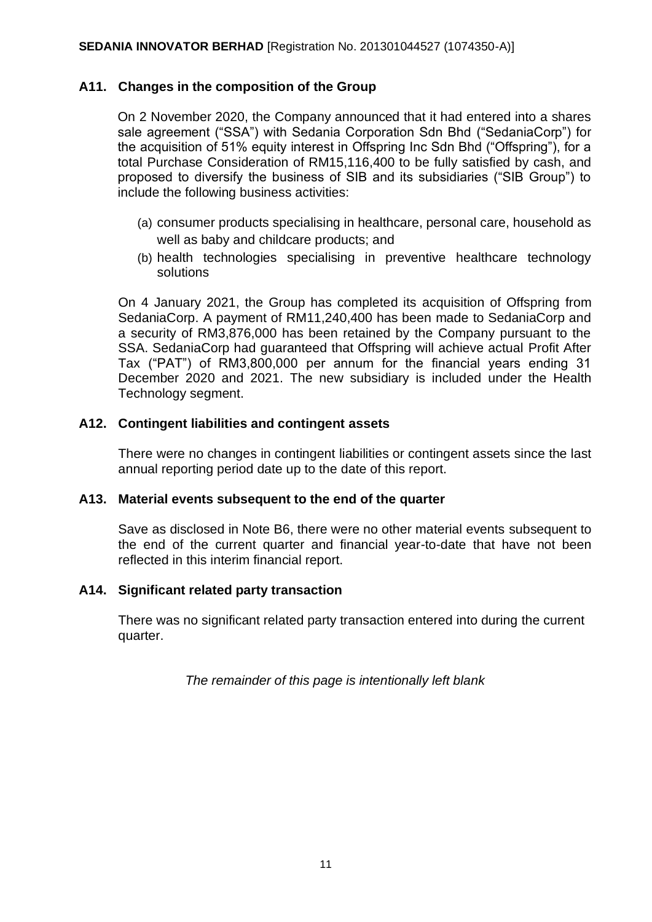## A11. Changes in the composition of the Group

On 2 November 2020, the Company announced that it had entered into a shares sale agreement ("SSA") with Sedania Corporation Sdn Bhd ("SedaniaCorp") for the acquisition of 51% equity interest in Offspring Inc Sdn Bhd ("Offspring"), for a total Purchase Consideration of RM15,116,400 to be fully satisfied by cash, and proposed to diversify the business of SIB and its subsidiaries ("SIB Group") to include the following business activities:

(a) consumer products specialising in healthcare, personal care, household as well as baby and childcare products; and
(b) health technologies specialising in preventive healthcare technology solutions

On 4 January 2021, the Group has completed its acquisition of Offspring from SedaniaCorp. A payment of RM11,240,400 has been made to SedaniaCorp and a security of RM3,876,000 has been retained by the Company pursuant to the SSA. SedaniaCorp had guaranteed that Offspring will achieve actual Profit After Tax ("PAT") of RM3,800,000 per annum for the financial years ending 31 December 2020 and 2021. The new subsidiary is included under the Health Technology segment.

## A12. Contingent liabilities and contingent assets

There were no changes in contingent liabilities or contingent assets since the last annual reporting period date up to the date of this report.

## A13. Material events subsequent to the end of the quarter

Save as disclosed in Note B6, there were no other material events subsequent to the end of the current quarter and financial year-to-date that have not been reflected in this interim financial report.

## A14. Significant related party transaction

There was no significant related party transaction entered into during the current quarter.

*The remainder of this page is intentionally left blank*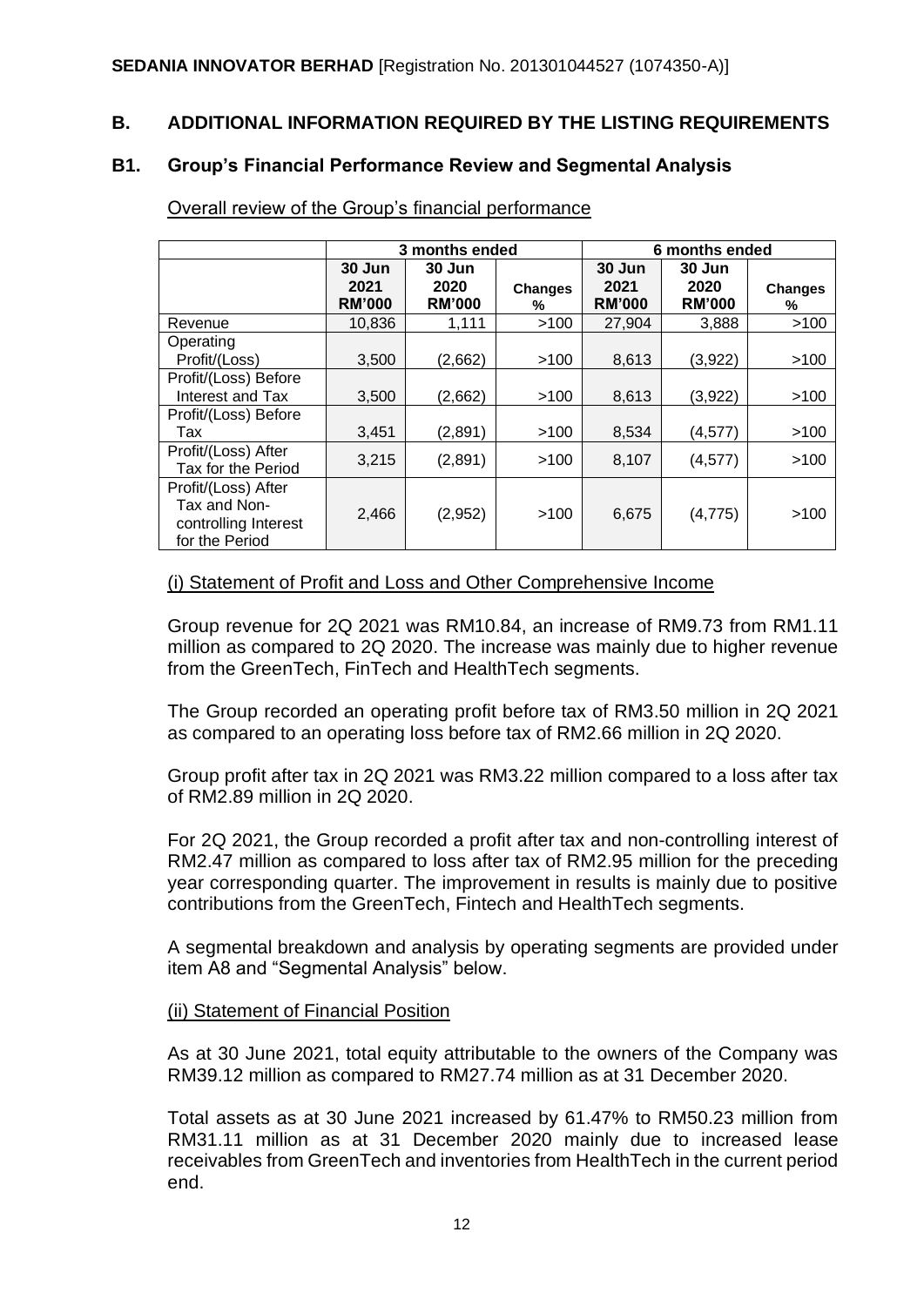**SEDANIA INNOVATOR BERHAD** [Registration No. 201301044527 (1074350-A)]

## B. ADDITIONAL INFORMATION REQUIRED BY THE LISTING REQUIREMENTS

### B1. Group's Financial Performance Review and Segmental Analysis

Overall review of the Group's financial performance

| | 3 months ended | | | 6 months ended | | |
|---|---|---|---|---|---|---|
| | 30 Jun 2021 RM'000 | 30 Jun 2020 RM'000 | Changes % | 30 Jun 2021 RM'000 | 30 Jun 2020 RM'000 | Changes % |
| Revenue | 10,836 | 1,111 | >100 | 27,904 | 3,888 | >100 |
| Operating Profit/(Loss) | 3,500 | (2,662) | >100 | 8,613 | (3,922) | >100 |
| Profit/(Loss) Before Interest and Tax | 3,500 | (2,662) | >100 | 8,613 | (3,922) | >100 |
| Profit/(Loss) Before Tax | 3,451 | (2,891) | >100 | 8,534 | (4,577) | >100 |
| Profit/(Loss) After Tax for the Period | 3,215 | (2,891) | >100 | 8,107 | (4,577) | >100 |
| Profit/(Loss) After Tax and Non-controlling Interest for the Period | 2,466 | (2,952) | >100 | 6,675 | (4,775) | >100 |

(i) Statement of Profit and Loss and Other Comprehensive Income

Group revenue for 2Q 2021 was RM10.84, an increase of RM9.73 from RM1.11 million as compared to 2Q 2020. The increase was mainly due to higher revenue from the GreenTech, FinTech and HealthTech segments.

The Group recorded an operating profit before tax of RM3.50 million in 2Q 2021 as compared to an operating loss before tax of RM2.66 million in 2Q 2020.

Group profit after tax in 2Q 2021 was RM3.22 million compared to a loss after tax of RM2.89 million in 2Q 2020.

For 2Q 2021, the Group recorded a profit after tax and non-controlling interest of RM2.47 million as compared to loss after tax of RM2.95 million for the preceding year corresponding quarter. The improvement in results is mainly due to positive contributions from the GreenTech, Fintech and HealthTech segments.

A segmental breakdown and analysis by operating segments are provided under item A8 and "Segmental Analysis" below.

(ii) Statement of Financial Position

As at 30 June 2021, total equity attributable to the owners of the Company was RM39.12 million as compared to RM27.74 million as at 31 December 2020.

Total assets as at 30 June 2021 increased by 61.47% to RM50.23 million from RM31.11 million as at 31 December 2020 mainly due to increased lease receivables from GreenTech and inventories from HealthTech in the current period end.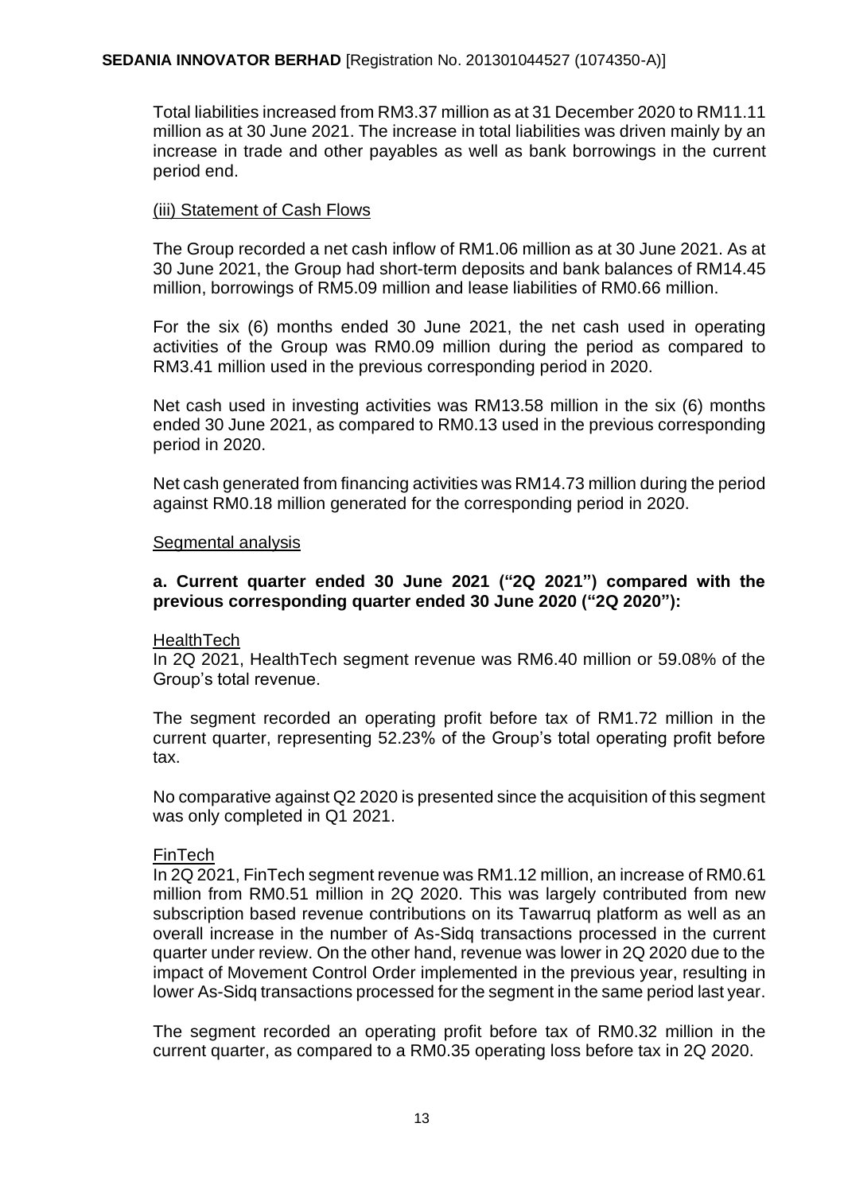Total liabilities increased from RM3.37 million as at 31 December 2020 to RM11.11 million as at 30 June 2021. The increase in total liabilities was driven mainly by an increase in trade and other payables as well as bank borrowings in the current period end.

(iii) Statement of Cash Flows

The Group recorded a net cash inflow of RM1.06 million as at 30 June 2021. As at 30 June 2021, the Group had short-term deposits and bank balances of RM14.45 million, borrowings of RM5.09 million and lease liabilities of RM0.66 million.

For the six (6) months ended 30 June 2021, the net cash used in operating activities of the Group was RM0.09 million during the period as compared to RM3.41 million used in the previous corresponding period in 2020.

Net cash used in investing activities was RM13.58 million in the six (6) months ended 30 June 2021, as compared to RM0.13 used in the previous corresponding period in 2020.

Net cash generated from financing activities was RM14.73 million during the period against RM0.18 million generated for the corresponding period in 2020.

Segmental analysis

**a. Current quarter ended 30 June 2021 ("2Q 2021") compared with the previous corresponding quarter ended 30 June 2020 ("2Q 2020"):**

HealthTech

In 2Q 2021, HealthTech segment revenue was RM6.40 million or 59.08% of the Group's total revenue.

The segment recorded an operating profit before tax of RM1.72 million in the current quarter, representing 52.23% of the Group's total operating profit before tax.

No comparative against Q2 2020 is presented since the acquisition of this segment was only completed in Q1 2021.

FinTech

In 2Q 2021, FinTech segment revenue was RM1.12 million, an increase of RM0.61 million from RM0.51 million in 2Q 2020. This was largely contributed from new subscription based revenue contributions on its Tawarruq platform as well as an overall increase in the number of As-Sidq transactions processed in the current quarter under review. On the other hand, revenue was lower in 2Q 2020 due to the impact of Movement Control Order implemented in the previous year, resulting in lower As-Sidq transactions processed for the segment in the same period last year.

The segment recorded an operating profit before tax of RM0.32 million in the current quarter, as compared to a RM0.35 operating loss before tax in 2Q 2020.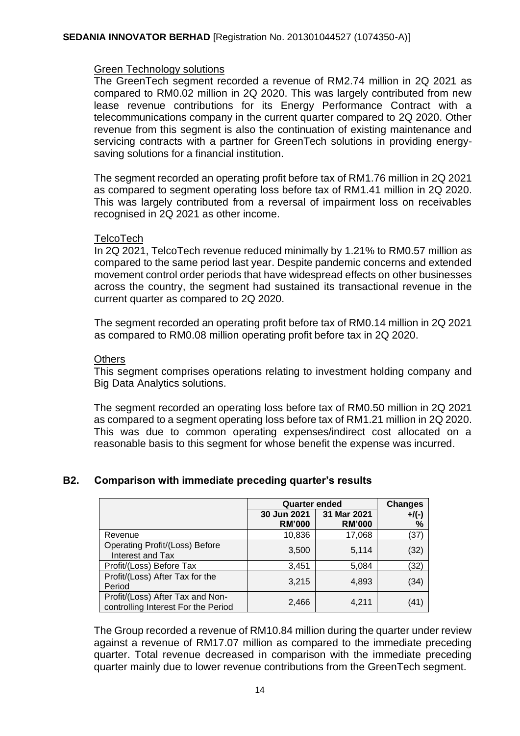Green Technology solutions

The GreenTech segment recorded a revenue of RM2.74 million in 2Q 2021 as compared to RM0.02 million in 2Q 2020. This was largely contributed from new lease revenue contributions for its Energy Performance Contract with a telecommunications company in the current quarter compared to 2Q 2020. Other revenue from this segment is also the continuation of existing maintenance and servicing contracts with a partner for GreenTech solutions in providing energy-saving solutions for a financial institution.

The segment recorded an operating profit before tax of RM1.76 million in 2Q 2021 as compared to segment operating loss before tax of RM1.41 million in 2Q 2020. This was largely contributed from a reversal of impairment loss on receivables recognised in 2Q 2021 as other income.

TelcoTech

In 2Q 2021, TelcoTech revenue reduced minimally by 1.21% to RM0.57 million as compared to the same period last year. Despite pandemic concerns and extended movement control order periods that have widespread effects on other businesses across the country, the segment had sustained its transactional revenue in the current quarter as compared to 2Q 2020.

The segment recorded an operating profit before tax of RM0.14 million in 2Q 2021 as compared to RM0.08 million operating profit before tax in 2Q 2020.

Others

This segment comprises operations relating to investment holding company and Big Data Analytics solutions.

The segment recorded an operating loss before tax of RM0.50 million in 2Q 2021 as compared to a segment operating loss before tax of RM1.21 million in 2Q 2020. This was due to common operating expenses/indirect cost allocated on a reasonable basis to this segment for whose benefit the expense was incurred.

## B2. Comparison with immediate preceding quarter's results

| | Quarter ended | | Changes |
|---|---|---|---|
| | 30 Jun 2021 RM'000 | 31 Mar 2021 RM'000 | +/(-) % |
| Revenue | 10,836 | 17,068 | (37) |
| Operating Profit/(Loss) Before Interest and Tax | 3,500 | 5,114 | (32) |
| Profit/(Loss) Before Tax | 3,451 | 5,084 | (32) |
| Profit/(Loss) After Tax for the Period | 3,215 | 4,893 | (34) |
| Profit/(Loss) After Tax and Non-controlling Interest For the Period | 2,466 | 4,211 | (41) |

The Group recorded a revenue of RM10.84 million during the quarter under review against a revenue of RM17.07 million as compared to the immediate preceding quarter. Total revenue decreased in comparison with the immediate preceding quarter mainly due to lower revenue contributions from the GreenTech segment.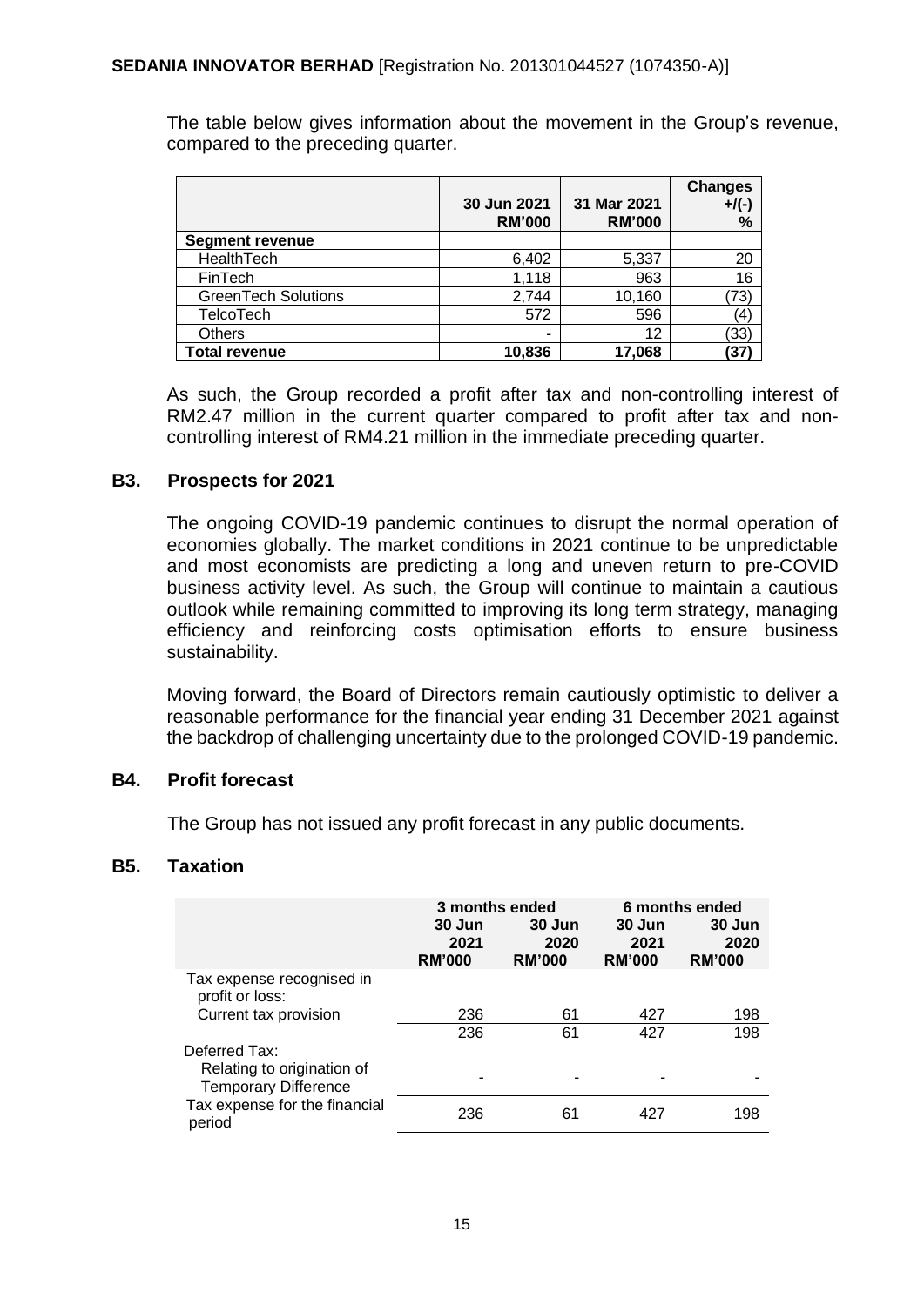The table below gives information about the movement in the Group's revenue, compared to the preceding quarter.

| | 30 Jun 2021 RM'000 | 31 Mar 2021 RM'000 | Changes +/(-) % |
|---|---|---|---|
| **Segment revenue** | | | |
| HealthTech | 6,402 | 5,337 | 20 |
| FinTech | 1,118 | 963 | 16 |
| GreenTech Solutions | 2,744 | 10,160 | (73) |
| TelcoTech | 572 | 596 | (4) |
| Others | - | 12 | (33) |
| **Total revenue** | **10,836** | **17,068** | **(37)** |

As such, the Group recorded a profit after tax and non-controlling interest of RM2.47 million in the current quarter compared to profit after tax and non-controlling interest of RM4.21 million in the immediate preceding quarter.

## B3. Prospects for 2021

The ongoing COVID-19 pandemic continues to disrupt the normal operation of economies globally. The market conditions in 2021 continue to be unpredictable and most economists are predicting a long and uneven return to pre-COVID business activity level. As such, the Group will continue to maintain a cautious outlook while remaining committed to improving its long term strategy, managing efficiency and reinforcing costs optimisation efforts to ensure business sustainability.

Moving forward, the Board of Directors remain cautiously optimistic to deliver a reasonable performance for the financial year ending 31 December 2021 against the backdrop of challenging uncertainty due to the prolonged COVID-19 pandemic.

## B4. Profit forecast

The Group has not issued any profit forecast in any public documents.

## B5. Taxation

| | 3 months ended | | 6 months ended | |
|---|---|---|---|---|
| | 30 Jun 2021 RM'000 | 30 Jun 2020 RM'000 | 30 Jun 2021 RM'000 | 30 Jun 2020 RM'000 |
| Tax expense recognised in profit or loss: | | | | |
| Current tax provision | 236 | 61 | 427 | 198 |
| | 236 | 61 | 427 | 198 |
| Deferred Tax: | | | | |
| Relating to origination of Temporary Difference | - | - | - | - |
| Tax expense for the financial period | 236 | 61 | 427 | 198 |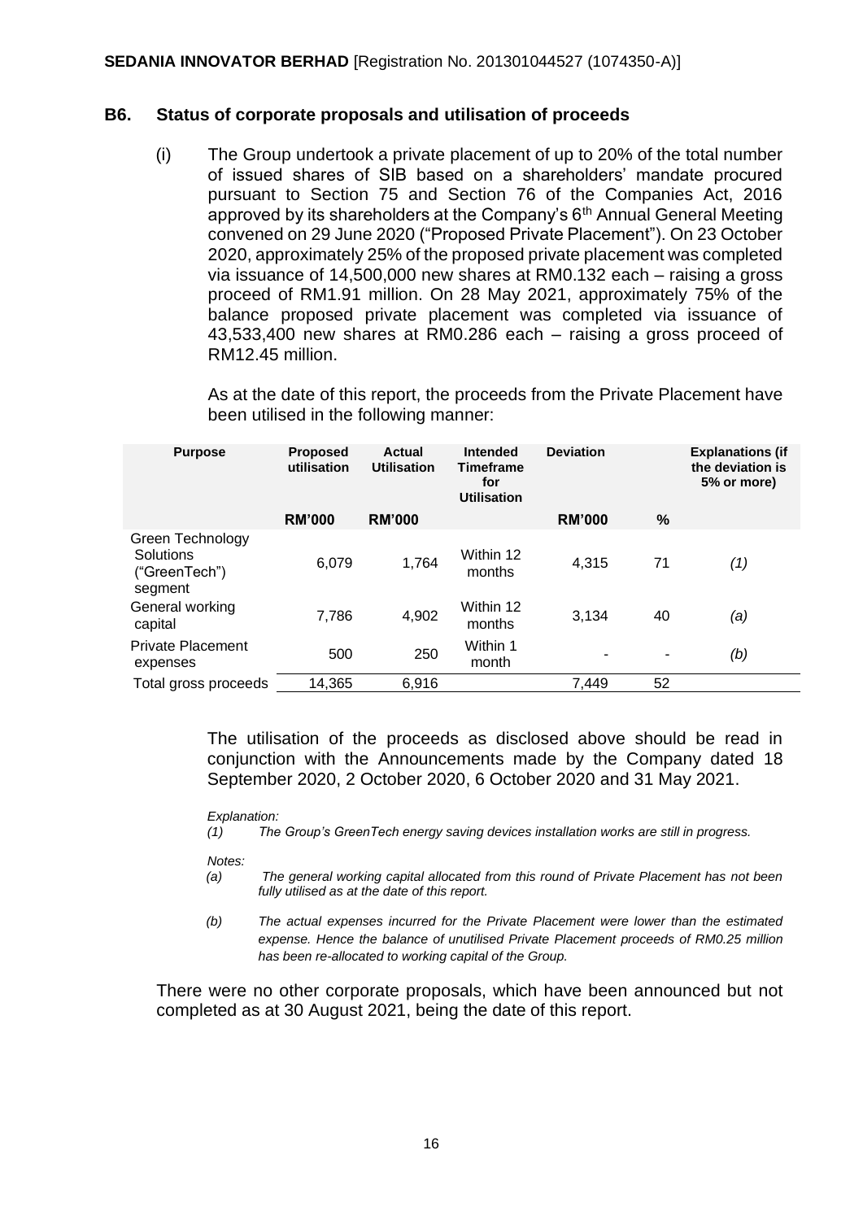**SEDANIA INNOVATOR BERHAD** [Registration No. 201301044527 (1074350-A)]

## B6. Status of corporate proposals and utilisation of proceeds

(i) The Group undertook a private placement of up to 20% of the total number of issued shares of SIB based on a shareholders' mandate procured pursuant to Section 75 and Section 76 of the Companies Act, 2016 approved by its shareholders at the Company's 6th Annual General Meeting convened on 29 June 2020 ("Proposed Private Placement"). On 23 October 2020, approximately 25% of the proposed private placement was completed via issuance of 14,500,000 new shares at RM0.132 each – raising a gross proceed of RM1.91 million. On 28 May 2021, approximately 75% of the balance proposed private placement was completed via issuance of 43,533,400 new shares at RM0.286 each – raising a gross proceed of RM12.45 million.

As at the date of this report, the proceeds from the Private Placement have been utilised in the following manner:

| Purpose | Proposed utilisation | Actual Utilisation | Intended Timeframe for Utilisation | Deviation | | Explanations (if the deviation is 5% or more) |
|---|---|---|---|---|---|---|
| | **RM'000** | **RM'000** | | **RM'000** | **%** | |
| Green Technology Solutions ("GreenTech") segment | 6,079 | 1,764 | Within 12 months | 4,315 | 71 | *(1)* |
| General working capital | 7,786 | 4,902 | Within 12 months | 3,134 | 40 | *(a)* |
| Private Placement expenses | 500 | 250 | Within 1 month | - | - | *(b)* |
| Total gross proceeds | 14,365 | 6,916 | | 7,449 | 52 | |

The utilisation of the proceeds as disclosed above should be read in conjunction with the Announcements made by the Company dated 18 September 2020, 2 October 2020, 6 October 2020 and 31 May 2021.

*Explanation:*

*(1) The Group's GreenTech energy saving devices installation works are still in progress.*

*Notes:*

*(a) The general working capital allocated from this round of Private Placement has not been fully utilised as at the date of this report.*

*(b) The actual expenses incurred for the Private Placement were lower than the estimated expense. Hence the balance of unutilised Private Placement proceeds of RM0.25 million has been re-allocated to working capital of the Group.*

There were no other corporate proposals, which have been announced but not completed as at 30 August 2021, being the date of this report.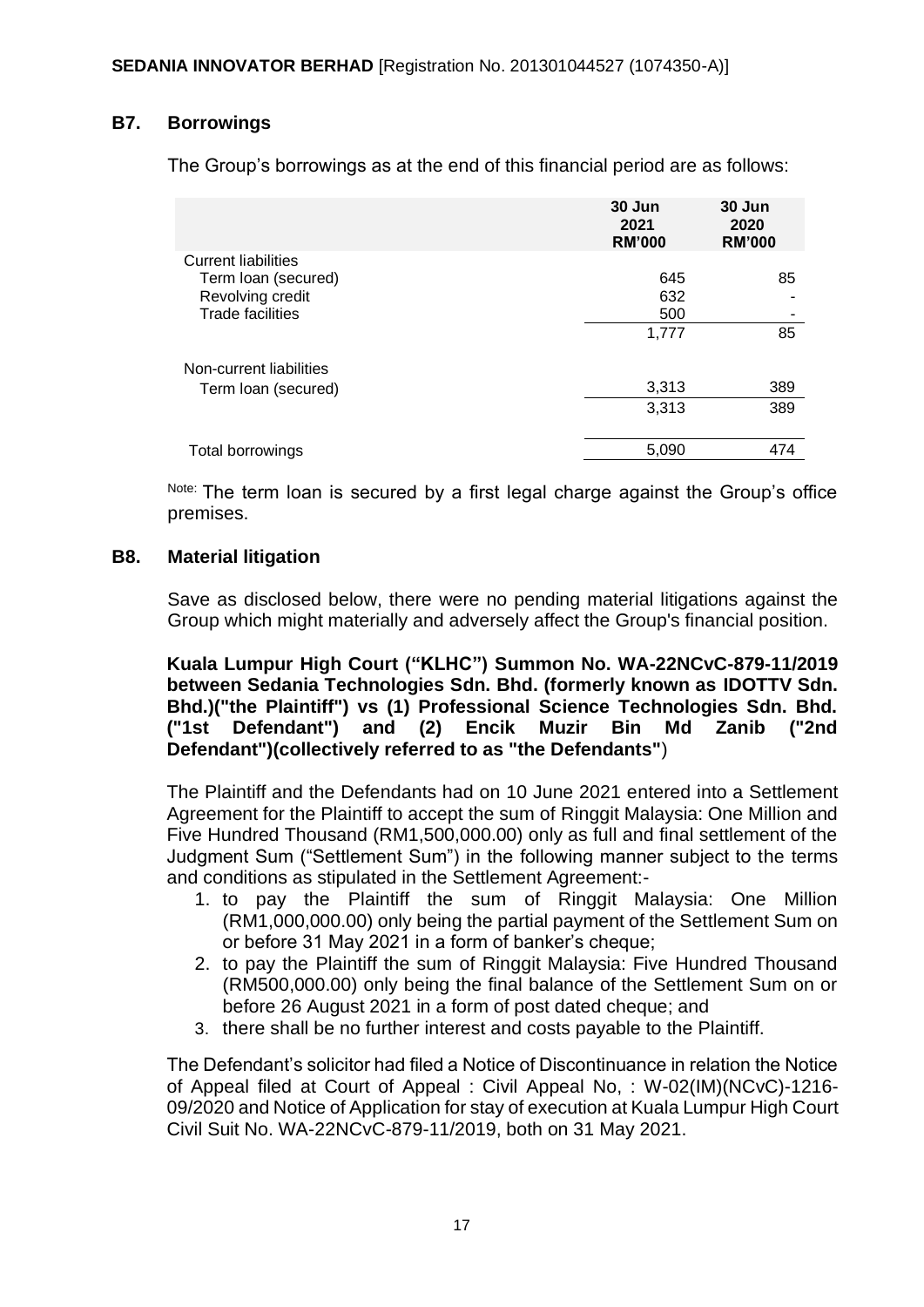## B7. Borrowings

The Group's borrowings as at the end of this financial period are as follows:

| | 30 Jun 2021 RM'000 | 30 Jun 2020 RM'000 |
|---|---|---|
| Current liabilities | | |
| Term loan (secured) | 645 | 85 |
| Revolving credit | 632 | - |
| Trade facilities | 500 | - |
| | 1,777 | 85 |
| Non-current liabilities | | |
| Term loan (secured) | 3,313 | 389 |
| | 3,313 | 389 |
| Total borrowings | 5,090 | 474 |

Note: The term loan is secured by a first legal charge against the Group's office premises.

## B8. Material litigation

Save as disclosed below, there were no pending material litigations against the Group which might materially and adversely affect the Group's financial position.

**Kuala Lumpur High Court ("KLHC") Summon No. WA-22NCvC-879-11/2019 between Sedania Technologies Sdn. Bhd. (formerly known as IDOTTV Sdn. Bhd.)("the Plaintiff") vs (1) Professional Science Technologies Sdn. Bhd. ("1st Defendant") and (2) Encik Muzir Bin Md Zanib ("2nd Defendant")(collectively referred to as "the Defendants"**)

The Plaintiff and the Defendants had on 10 June 2021 entered into a Settlement Agreement for the Plaintiff to accept the sum of Ringgit Malaysia: One Million and Five Hundred Thousand (RM1,500,000.00) only as full and final settlement of the Judgment Sum ("Settlement Sum") in the following manner subject to the terms and conditions as stipulated in the Settlement Agreement:-

1. to pay the Plaintiff the sum of Ringgit Malaysia: One Million (RM1,000,000.00) only being the partial payment of the Settlement Sum on or before 31 May 2021 in a form of banker's cheque;
2. to pay the Plaintiff the sum of Ringgit Malaysia: Five Hundred Thousand (RM500,000.00) only being the final balance of the Settlement Sum on or before 26 August 2021 in a form of post dated cheque; and
3. there shall be no further interest and costs payable to the Plaintiff.

The Defendant's solicitor had filed a Notice of Discontinuance in relation the Notice of Appeal filed at Court of Appeal : Civil Appeal No, : W-02(IM)(NCvC)-1216-09/2020 and Notice of Application for stay of execution at Kuala Lumpur High Court Civil Suit No. WA-22NCvC-879-11/2019, both on 31 May 2021.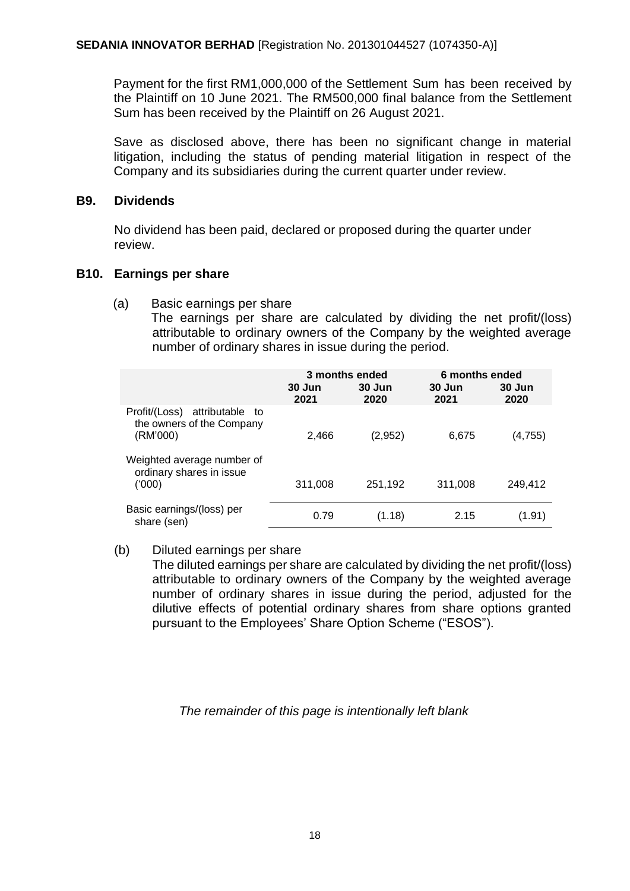Payment for the first RM1,000,000 of the Settlement Sum has been received by the Plaintiff on 10 June 2021. The RM500,000 final balance from the Settlement Sum has been received by the Plaintiff on 26 August 2021.

Save as disclosed above, there has been no significant change in material litigation, including the status of pending material litigation in respect of the Company and its subsidiaries during the current quarter under review.

## B9. Dividends

No dividend has been paid, declared or proposed during the quarter under review.

## B10. Earnings per share

(a) Basic earnings per share

The earnings per share are calculated by dividing the net profit/(loss) attributable to ordinary owners of the Company by the weighted average number of ordinary shares in issue during the period.

| | 3 months ended | | 6 months ended | |
|---|---|---|---|---|
| | **30 Jun 2021** | **30 Jun 2020** | **30 Jun 2021** | **30 Jun 2020** |
| Profit/(Loss) attributable to the owners of the Company (RM'000) | 2,466 | (2,952) | 6,675 | (4,755) |
| Weighted average number of ordinary shares in issue ('000) | 311,008 | 251,192 | 311,008 | 249,412 |
| Basic earnings/(loss) per share (sen) | 0.79 | (1.18) | 2.15 | (1.91) |

(b) Diluted earnings per share

The diluted earnings per share are calculated by dividing the net profit/(loss) attributable to ordinary owners of the Company by the weighted average number of ordinary shares in issue during the period, adjusted for the dilutive effects of potential ordinary shares from share options granted pursuant to the Employees' Share Option Scheme ("ESOS").

*The remainder of this page is intentionally left blank*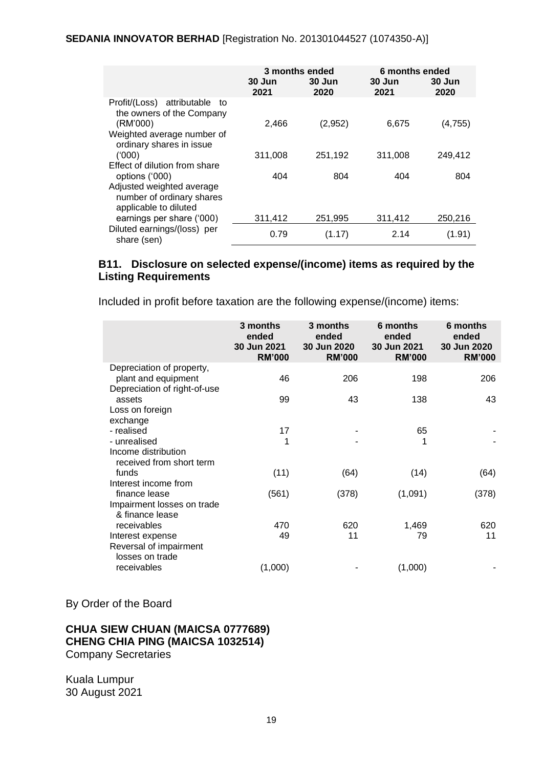| | 3 months ended | | 6 months ended | |
|---|---|---|---|---|
| | 30 Jun 2021 | 30 Jun 2020 | 30 Jun 2021 | 30 Jun 2020 |
| Profit/(Loss) attributable to the owners of the Company (RM'000) | 2,466 | (2,952) | 6,675 | (4,755) |
| Weighted average number of ordinary shares in issue ('000) | 311,008 | 251,192 | 311,008 | 249,412 |
| Effect of dilution from share options ('000) | 404 | 804 | 404 | 804 |
| Adjusted weighted average number of ordinary shares applicable to diluted earnings per share ('000) | 311,412 | 251,995 | 311,412 | 250,216 |
| Diluted earnings/(loss) per share (sen) | 0.79 | (1.17) | 2.14 | (1.91) |

### B11. Disclosure on selected expense/(income) items as required by the Listing Requirements

Included in profit before taxation are the following expense/(income) items:

| | 3 months ended 30 Jun 2021 RM'000 | 3 months ended 30 Jun 2020 RM'000 | 6 months ended 30 Jun 2021 RM'000 | 6 months ended 30 Jun 2020 RM'000 |
|---|---|---|---|---|
| Depreciation of property, plant and equipment | 46 | 206 | 198 | 206 |
| Depreciation of right-of-use assets | 99 | 43 | 138 | 43 |
| Loss on foreign exchange | | | | |
| - realised | 17 | - | 65 | - |
| - unrealised | 1 | - | 1 | - |
| Income distribution received from short term funds | (11) | (64) | (14) | (64) |
| Interest income from finance lease | (561) | (378) | (1,091) | (378) |
| Impairment losses on trade & finance lease receivables | 470 | 620 | 1,469 | 620 |
| Interest expense | 49 | 11 | 79 | 11 |
| Reversal of impairment losses on trade receivables | (1,000) | - | (1,000) | - |

By Order of the Board

**CHUA SIEW CHUAN (MAICSA 0777689)**
**CHENG CHIA PING (MAICSA 1032514)**
Company Secretaries

Kuala Lumpur
30 August 2021